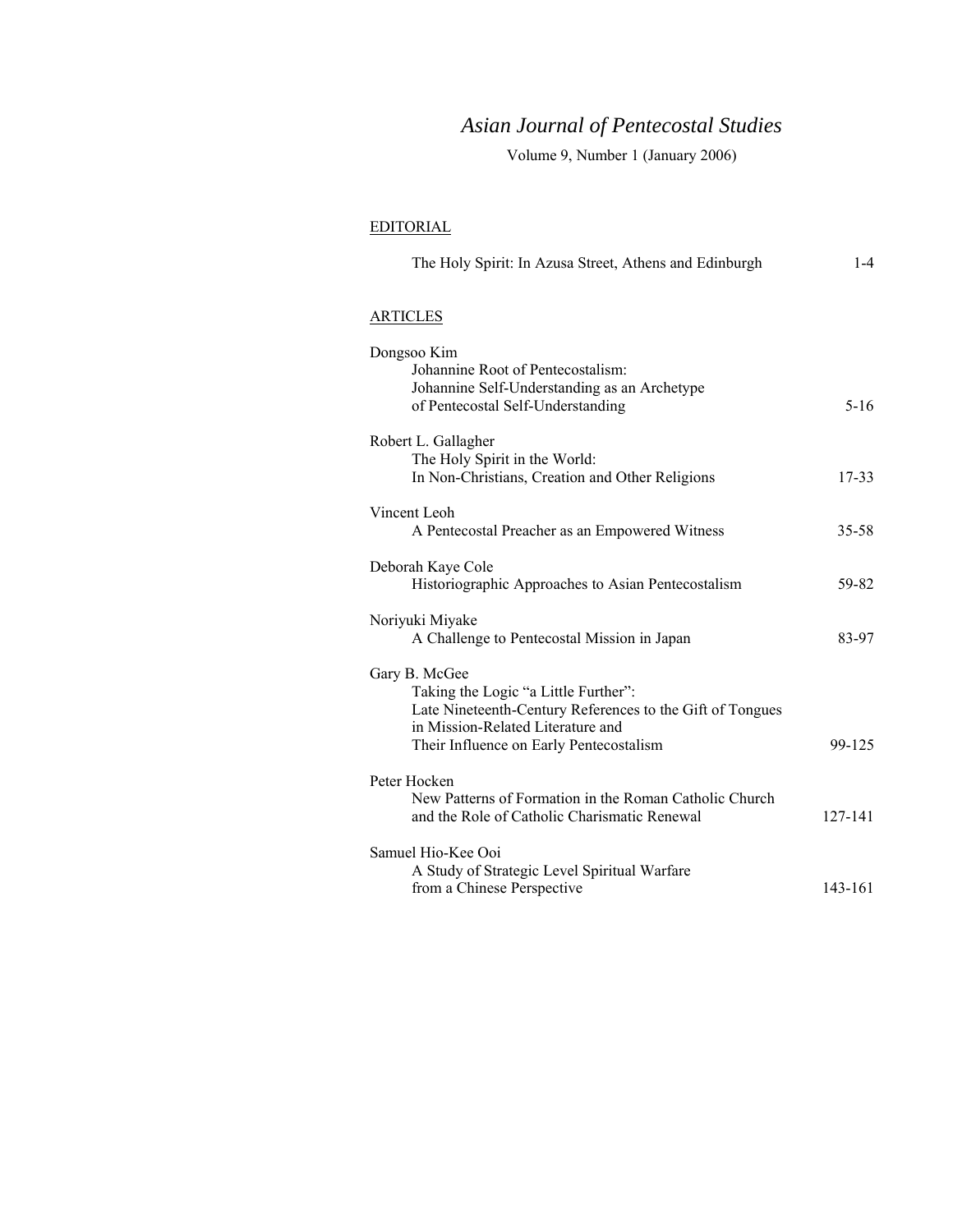# *Asian Journal of Pentecostal Studies*

Volume 9, Number 1 (January 2006)

## EDITORIAL

| | |
|---|---|
| The Holy Spirit: In Azusa Street, Athens and Edinburgh | 1-4 |

## ARTICLES

| | |
|---|---|
| Dongsoo Kim<br>Johannine Root of Pentecostalism:<br>Johannine Self-Understanding as an Archetype<br>of Pentecostal Self-Understanding | 5-16 |
| Robert L. Gallagher<br>The Holy Spirit in the World:<br>In Non-Christians, Creation and Other Religions | 17-33 |
| Vincent Leoh<br>A Pentecostal Preacher as an Empowered Witness | 35-58 |
| Deborah Kaye Cole<br>Historiographic Approaches to Asian Pentecostalism | 59-82 |
| Noriyuki Miyake<br>A Challenge to Pentecostal Mission in Japan | 83-97 |
| Gary B. McGee<br>Taking the Logic "a Little Further":<br>Late Nineteenth-Century References to the Gift of Tongues<br>in Mission-Related Literature and<br>Their Influence on Early Pentecostalism | 99-125 |
| Peter Hocken<br>New Patterns of Formation in the Roman Catholic Church<br>and the Role of Catholic Charismatic Renewal | 127-141 |
| Samuel Hio-Kee Ooi<br>A Study of Strategic Level Spiritual Warfare<br>from a Chinese Perspective | 143-161 |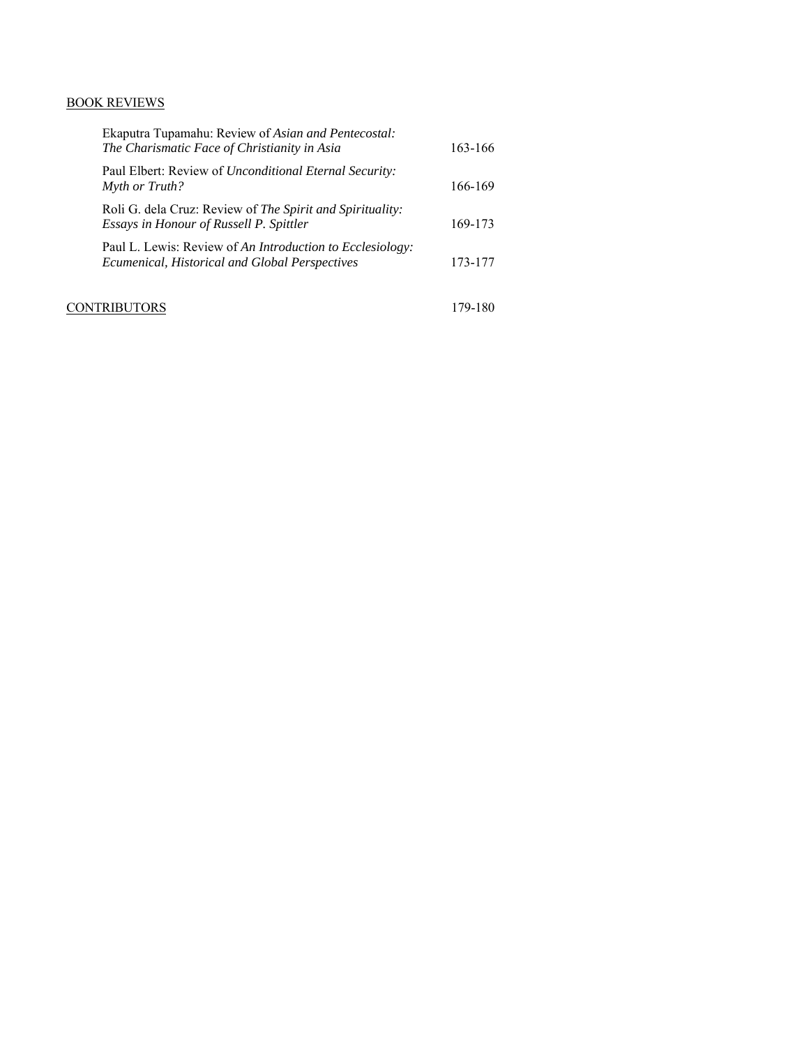BOOK REVIEWS

| | |
|---|---|
| Ekaputra Tupamahu: Review of *Asian and Pentecostal: The Charismatic Face of Christianity in Asia* | 163-166 |
| Paul Elbert: Review of *Unconditional Eternal Security: Myth or Truth?* | 166-169 |
| Roli G. dela Cruz: Review of *The Spirit and Spirituality: Essays in Honour of Russell P. Spittler* | 169-173 |
| Paul L. Lewis: Review of *An Introduction to Ecclesiology: Ecumenical, Historical and Global Perspectives* | 173-177 |

CONTRIBUTORS 179-180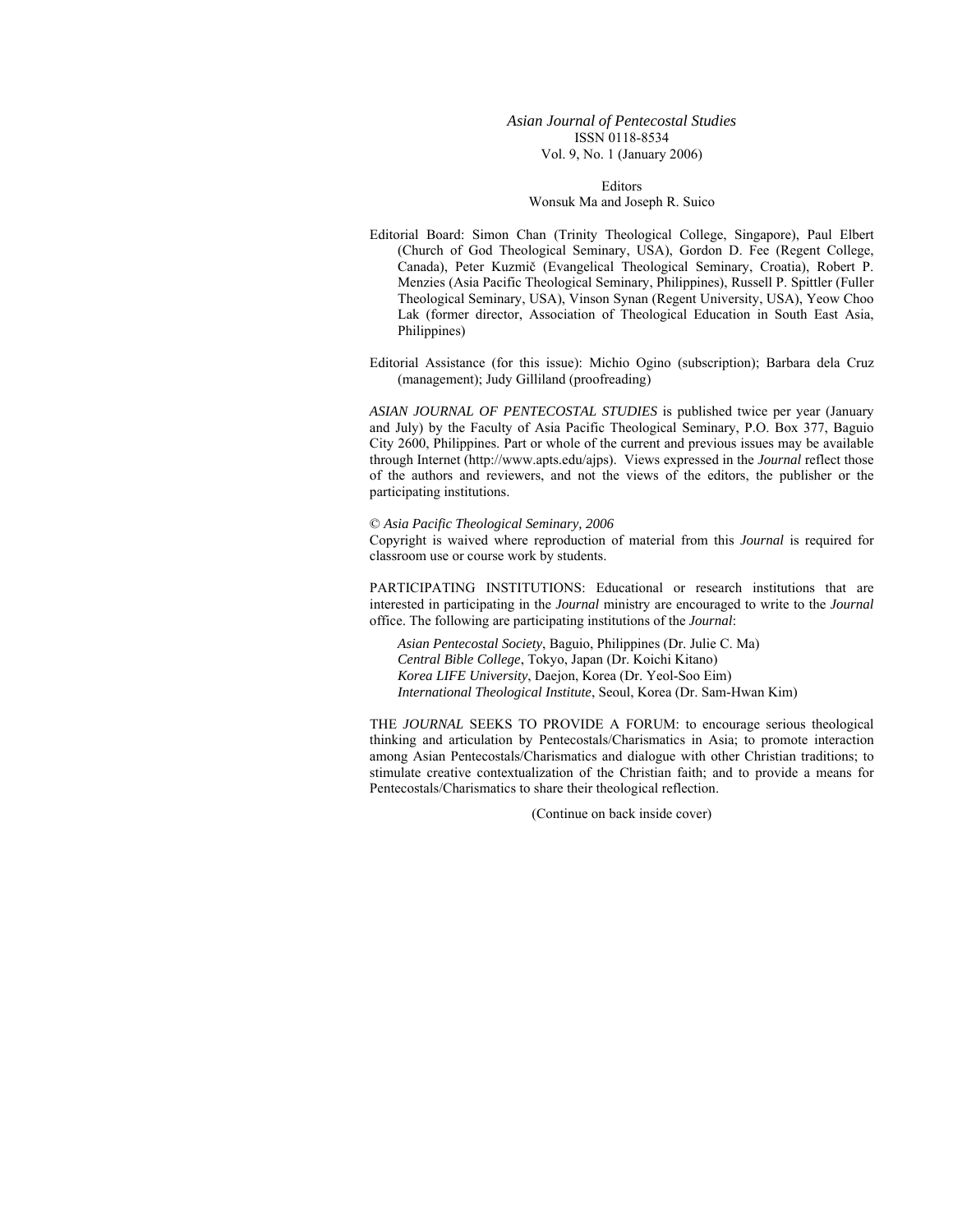*Asian Journal of Pentecostal Studies*
ISSN 0118-8534
Vol. 9, No. 1 (January 2006)

Editors
Wonsuk Ma and Joseph R. Suico

Editorial Board: Simon Chan (Trinity Theological College, Singapore), Paul Elbert (Church of God Theological Seminary, USA), Gordon D. Fee (Regent College, Canada), Peter Kuzmič (Evangelical Theological Seminary, Croatia), Robert P. Menzies (Asia Pacific Theological Seminary, Philippines), Russell P. Spittler (Fuller Theological Seminary, USA), Vinson Synan (Regent University, USA), Yeow Choo Lak (former director, Association of Theological Education in South East Asia, Philippines)

Editorial Assistance (for this issue): Michio Ogino (subscription); Barbara dela Cruz (management); Judy Gilliland (proofreading)

*ASIAN JOURNAL OF PENTECOSTAL STUDIES* is published twice per year (January and July) by the Faculty of Asia Pacific Theological Seminary, P.O. Box 377, Baguio City 2600, Philippines. Part or whole of the current and previous issues may be available through Internet (http://www.apts.edu/ajps). Views expressed in the *Journal* reflect those of the authors and reviewers, and not the views of the editors, the publisher or the participating institutions.

© *Asia Pacific Theological Seminary, 2006*
Copyright is waived where reproduction of material from this *Journal* is required for classroom use or course work by students.

PARTICIPATING INSTITUTIONS: Educational or research institutions that are interested in participating in the *Journal* ministry are encouraged to write to the *Journal* office. The following are participating institutions of the *Journal*:

*Asian Pentecostal Society*, Baguio, Philippines (Dr. Julie C. Ma)
*Central Bible College*, Tokyo, Japan (Dr. Koichi Kitano)
*Korea LIFE University*, Daejon, Korea (Dr. Yeol-Soo Eim)
*International Theological Institute*, Seoul, Korea (Dr. Sam-Hwan Kim)

THE *JOURNAL* SEEKS TO PROVIDE A FORUM: to encourage serious theological thinking and articulation by Pentecostals/Charismatics in Asia; to promote interaction among Asian Pentecostals/Charismatics and dialogue with other Christian traditions; to stimulate creative contextualization of the Christian faith; and to provide a means for Pentecostals/Charismatics to share their theological reflection.

(Continue on back inside cover)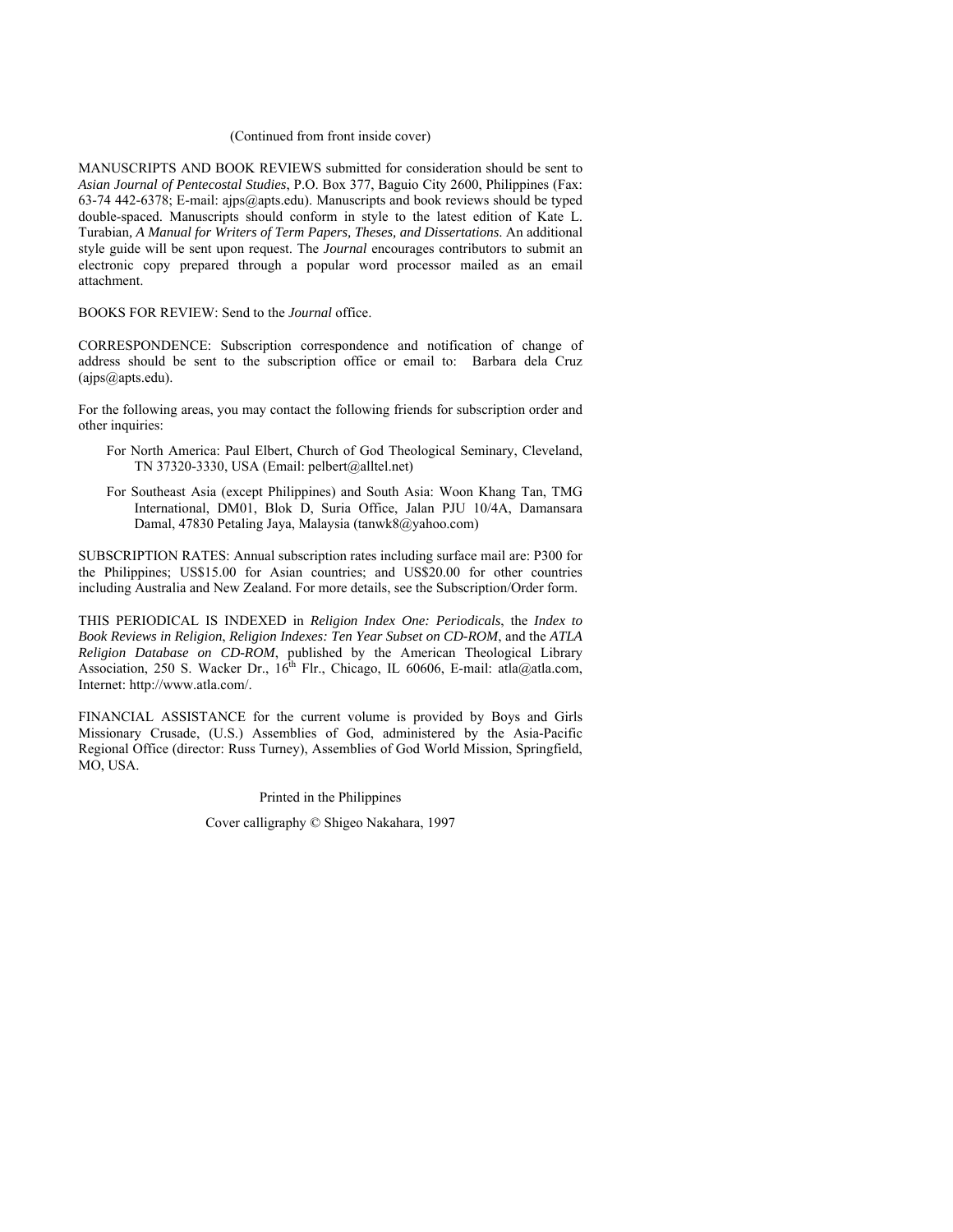(Continued from front inside cover)

MANUSCRIPTS AND BOOK REVIEWS submitted for consideration should be sent to *Asian Journal of Pentecostal Studies*, P.O. Box 377, Baguio City 2600, Philippines (Fax: 63-74 442-6378; E-mail: ajps@apts.edu). Manuscripts and book reviews should be typed double-spaced. Manuscripts should conform in style to the latest edition of Kate L. Turabian, *A Manual for Writers of Term Papers, Theses, and Dissertations*. An additional style guide will be sent upon request. The *Journal* encourages contributors to submit an electronic copy prepared through a popular word processor mailed as an email attachment.

BOOKS FOR REVIEW: Send to the *Journal* office.

CORRESPONDENCE: Subscription correspondence and notification of change of address should be sent to the subscription office or email to: Barbara dela Cruz (ajps@apts.edu).

For the following areas, you may contact the following friends for subscription order and other inquiries:

For North America: Paul Elbert, Church of God Theological Seminary, Cleveland, TN 37320-3330, USA (Email: pelbert@alltel.net)

For Southeast Asia (except Philippines) and South Asia: Woon Khang Tan, TMG International, DM01, Blok D, Suria Office, Jalan PJU 10/4A, Damansara Damal, 47830 Petaling Jaya, Malaysia (tanwk8@yahoo.com)

SUBSCRIPTION RATES: Annual subscription rates including surface mail are: P300 for the Philippines; US$15.00 for Asian countries; and US$20.00 for other countries including Australia and New Zealand. For more details, see the Subscription/Order form.

THIS PERIODICAL IS INDEXED in *Religion Index One: Periodicals*, the *Index to Book Reviews in Religion*, *Religion Indexes: Ten Year Subset on CD-ROM*, and the *ATLA Religion Database on CD-ROM*, published by the American Theological Library Association, 250 S. Wacker Dr., 16th Flr., Chicago, IL 60606, E-mail: atla@atla.com, Internet: http://www.atla.com/.

FINANCIAL ASSISTANCE for the current volume is provided by Boys and Girls Missionary Crusade, (U.S.) Assemblies of God, administered by the Asia-Pacific Regional Office (director: Russ Turney), Assemblies of God World Mission, Springfield, MO, USA.

Printed in the Philippines

Cover calligraphy © Shigeo Nakahara, 1997